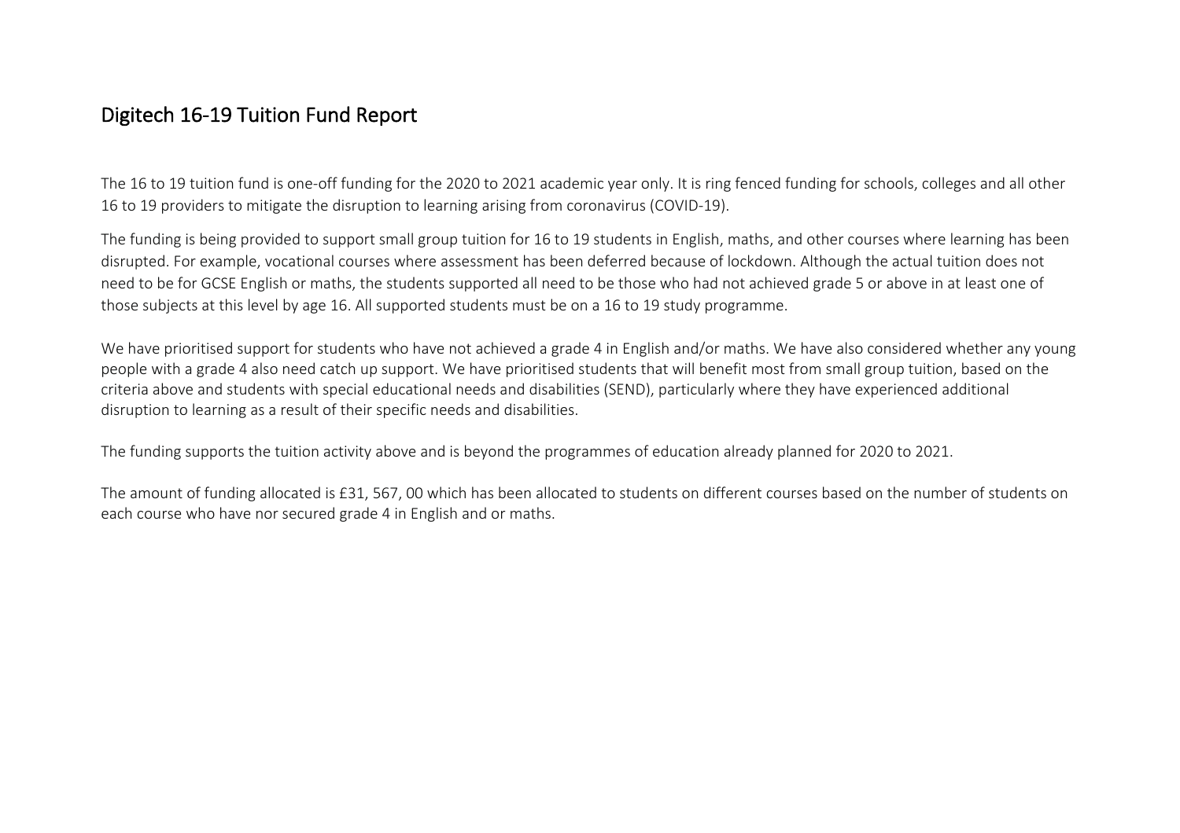# Digitech 16-19 Tuition Fund Report

The 16 to 19 tuition fund is one-off funding for the 2020 to 2021 academic year only. It is ring fenced funding for schools, colleges and all other 16 to 19 providers to mitigate the disruption to learning arising from coronavirus (COVID-19).

The funding is being provided to support small group tuition for 16 to 19 students in English, maths, and other courses where learning has been disrupted. For example, vocational courses where assessment has been deferred because of lockdown. Although the actual tuition does not need to be for GCSE English or maths, the students supported all need to be those who had not achieved grade 5 or above in at least one of those subjects at this level by age 16. All supported students must be on a 16 to 19 study programme.

We have prioritised support for students who have not achieved a grade 4 in English and/or maths. We have also considered whether any young people with a grade 4 also need catch up support. We have prioritised students that will benefit most from small group tuition, based on the criteria above and students with special educational needs and disabilities (SEND), particularly where they have experienced additional disruption to learning as a result of their specific needs and disabilities.

The funding supports the tuition activity above and is beyond the programmes of education already planned for 2020 to 2021.

The amount of funding allocated is £31, 567, 00 which has been allocated to students on different courses based on the number of students on each course who have nor secured grade 4 in English and or maths.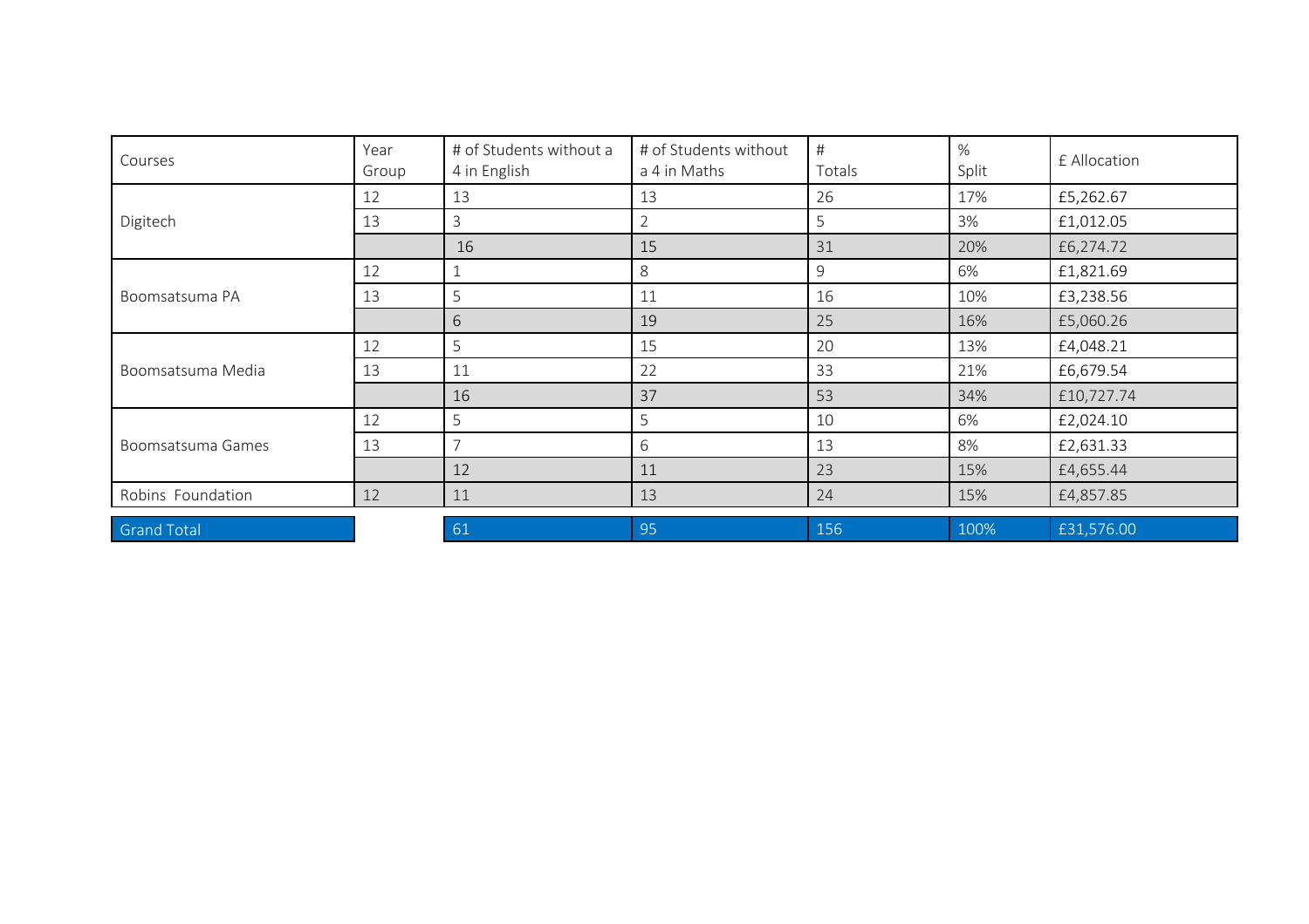| Courses | Year Group | # of Students without a 4 in English | # of Students without a 4 in Maths | # Totals | % Split | £ Allocation |
|---|---|---|---|---|---|---|
| Digitech | 12 | 13 | 13 | 26 | 17% | £5,262.67 |
| | 13 | 3 | 2 | 5 | 3% | £1,012.05 |
| | | 16 | 15 | 31 | 20% | £6,274.72 |
| Boomsatsuma PA | 12 | 1 | 8 | 9 | 6% | £1,821.69 |
| | 13 | 5 | 11 | 16 | 10% | £3,238.56 |
| | | 6 | 19 | 25 | 16% | £5,060.26 |
| Boomsatsuma Media | 12 | 5 | 15 | 20 | 13% | £4,048.21 |
| | 13 | 11 | 22 | 33 | 21% | £6,679.54 |
| | | 16 | 37 | 53 | 34% | £10,727.74 |
| Boomsatsuma Games | 12 | 5 | 5 | 10 | 6% | £2,024.10 |
| | 13 | 7 | 6 | 13 | 8% | £2,631.33 |
| | | 12 | 11 | 23 | 15% | £4,655.44 |
| Robins Foundation | 12 | 11 | 13 | 24 | 15% | £4,857.85 |
| Grand Total | | 61 | 95 | 156 | 100% | £31,576.00 |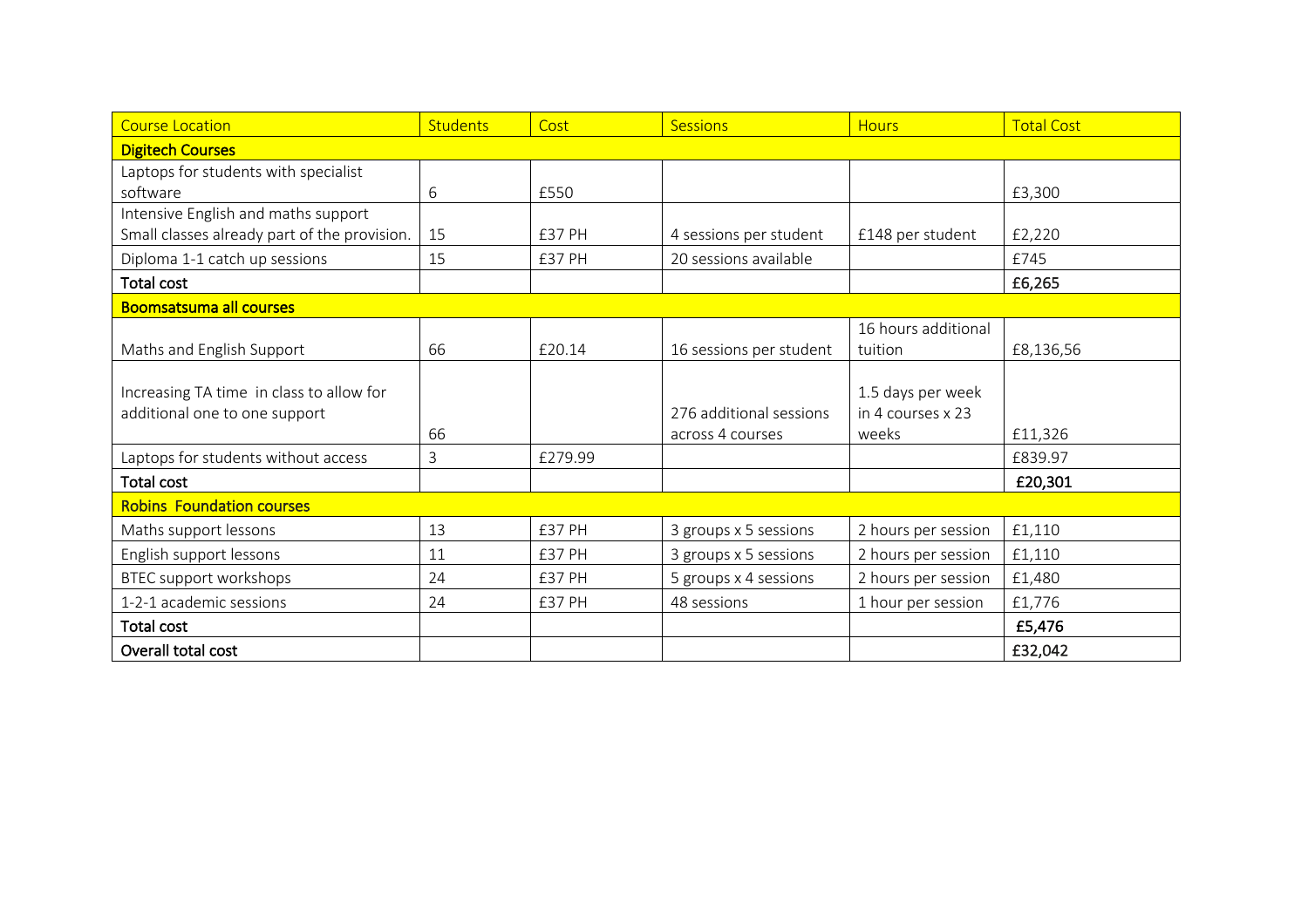| Course Location | Students | Cost | Sessions | Hours | Total Cost |
|---|---|---|---|---|---|
| **Digitech Courses** | | | | | |
| Laptops for students with specialist software | 6 | £550 | | | £3,300 |
| Intensive English and maths support Small classes already part of the provision. | 15 | £37 PH | 4 sessions per student | £148 per student | £2,220 |
| Diploma 1-1 catch up sessions | 15 | £37 PH | 20 sessions available | | £745 |
| **Total cost** | | | | | **£6,265** |
| **Boomsatsuma all courses** | | | | | |
| Maths and English Support | 66 | £20.14 | 16 sessions per student | 16 hours additional tuition | £8,136,56 |
| Increasing TA time in class to allow for additional one to one support | 66 | | 276 additional sessions across 4 courses | 1.5 days per week in 4 courses x 23 weeks | £11,326 |
| Laptops for students without access | 3 | £279.99 | | | £839.97 |
| **Total cost** | | | | | **£20,301** |
| **Robins Foundation courses** | | | | | |
| Maths support lessons | 13 | £37 PH | 3 groups x 5 sessions | 2 hours per session | £1,110 |
| English support lessons | 11 | £37 PH | 3 groups x 5 sessions | 2 hours per session | £1,110 |
| BTEC support workshops | 24 | £37 PH | 5 groups x 4 sessions | 2 hours per session | £1,480 |
| 1-2-1 academic sessions | 24 | £37 PH | 48 sessions | 1 hour per session | £1,776 |
| **Total cost** | | | | | **£5,476** |
| **Overall total cost** | | | | | **£32,042** |